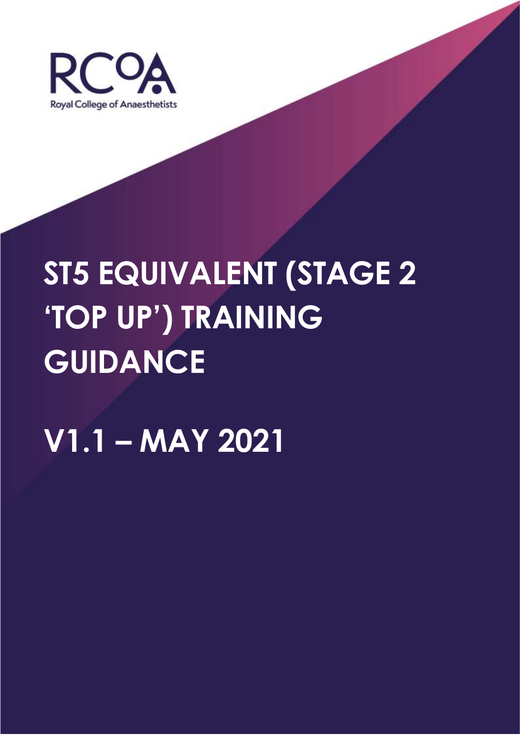RCoA

Royal College of Anaesthetists

# ST5 EQUIVALENT (STAGE 2 'TOP UP') TRAINING GUIDANCE

# V1.1 – MAY 2021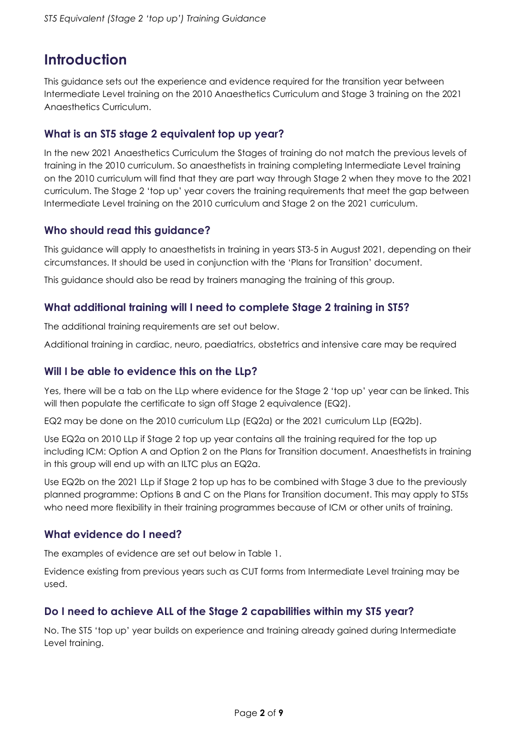# Introduction

This guidance sets out the experience and evidence required for the transition year between Intermediate Level training on the 2010 Anaesthetics Curriculum and Stage 3 training on the 2021 Anaesthetics Curriculum.

## What is an ST5 stage 2 equivalent top up year?

In the new 2021 Anaesthetics Curriculum the Stages of training do not match the previous levels of training in the 2010 curriculum. So anaesthetists in training completing Intermediate Level training on the 2010 curriculum will find that they are part way through Stage 2 when they move to the 2021 curriculum. The Stage 2 'top up' year covers the training requirements that meet the gap between Intermediate Level training on the 2010 curriculum and Stage 2 on the 2021 curriculum.

## Who should read this guidance?

This guidance will apply to anaesthetists in training in years ST3-5 in August 2021, depending on their circumstances. It should be used in conjunction with the 'Plans for Transition' document.

This guidance should also be read by trainers managing the training of this group.

## What additional training will I need to complete Stage 2 training in ST5?

The additional training requirements are set out below.

Additional training in cardiac, neuro, paediatrics, obstetrics and intensive care may be required

## Will I be able to evidence this on the LLp?

Yes, there will be a tab on the LLp where evidence for the Stage 2 'top up' year can be linked. This will then populate the certificate to sign off Stage 2 equivalence (EQ2).

EQ2 may be done on the 2010 curriculum LLp (EQ2a) or the 2021 curriculum LLp (EQ2b).

Use EQ2a on 2010 LLp if Stage 2 top up year contains all the training required for the top up including ICM: Option A and Option 2 on the Plans for Transition document. Anaesthetists in training in this group will end up with an ILTC plus an EQ2a.

Use EQ2b on the 2021 LLp if Stage 2 top up has to be combined with Stage 3 due to the previously planned programme: Options B and C on the Plans for Transition document. This may apply to ST5s who need more flexibility in their training programmes because of ICM or other units of training.

## What evidence do I need?

The examples of evidence are set out below in Table 1.

Evidence existing from previous years such as CUT forms from Intermediate Level training may be used.

## Do I need to achieve ALL of the Stage 2 capabilities within my ST5 year?

No. The ST5 'top up' year builds on experience and training already gained during Intermediate Level training.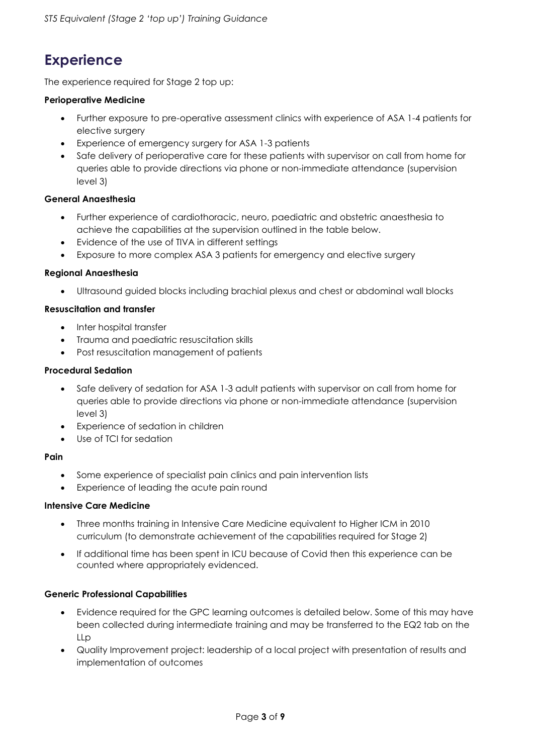## Experience

The experience required for Stage 2 top up:

**Perioperative Medicine**

- Further exposure to pre-operative assessment clinics with experience of ASA 1-4 patients for elective surgery
- Experience of emergency surgery for ASA 1-3 patients
- Safe delivery of perioperative care for these patients with supervisor on call from home for queries able to provide directions via phone or non-immediate attendance (supervision level 3)

**General Anaesthesia**

- Further experience of cardiothoracic, neuro, paediatric and obstetric anaesthesia to achieve the capabilities at the supervision outlined in the table below.
- Evidence of the use of TIVA in different settings
- Exposure to more complex ASA 3 patients for emergency and elective surgery

**Regional Anaesthesia**

- Ultrasound guided blocks including brachial plexus and chest or abdominal wall blocks

**Resuscitation and transfer**

- Inter hospital transfer
- Trauma and paediatric resuscitation skills
- Post resuscitation management of patients

**Procedural Sedation**

- Safe delivery of sedation for ASA 1-3 adult patients with supervisor on call from home for queries able to provide directions via phone or non-immediate attendance (supervision level 3)
- Experience of sedation in children
- Use of TCI for sedation

**Pain**

- Some experience of specialist pain clinics and pain intervention lists
- Experience of leading the acute pain round

**Intensive Care Medicine**

- Three months training in Intensive Care Medicine equivalent to Higher ICM in 2010 curriculum (to demonstrate achievement of the capabilities required for Stage 2)
- If additional time has been spent in ICU because of Covid then this experience can be counted where appropriately evidenced.

**Generic Professional Capabilities**

- Evidence required for the GPC learning outcomes is detailed below. Some of this may have been collected during intermediate training and may be transferred to the EQ2 tab on the LLp
- Quality Improvement project: leadership of a local project with presentation of results and implementation of outcomes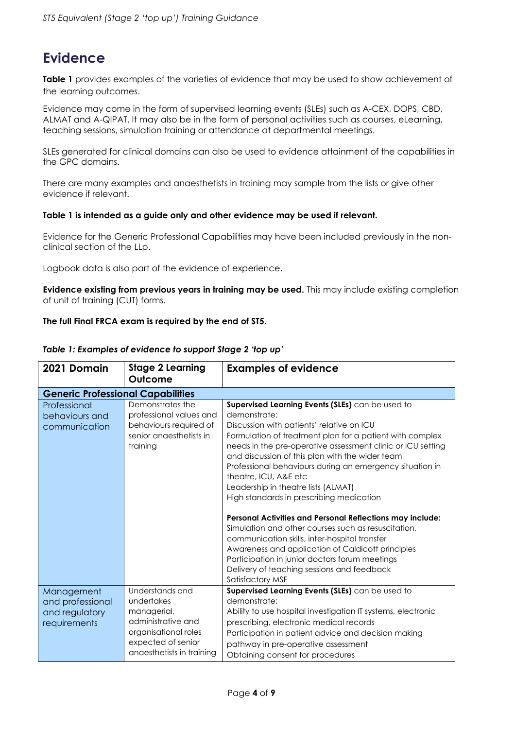# Evidence

**Table 1** provides examples of the varieties of evidence that may be used to show achievement of the learning outcomes.

Evidence may come in the form of supervised learning events (SLEs) such as A-CEX, DOPS, CBD, ALMAT and A-QIPAT. It may also be in the form of personal activities such as courses, eLearning, teaching sessions, simulation training or attendance at departmental meetings.

SLEs generated for clinical domains can also be used to evidence attainment of the capabilities in the GPC domains.

There are many examples and anaesthetists in training may sample from the lists or give other evidence if relevant.

**Table 1 is intended as a guide only and other evidence may be used if relevant.**

Evidence for the Generic Professional Capabilities may have been included previously in the non-clinical section of the LLp.

Logbook data is also part of the evidence of experience.

**Evidence existing from previous years in training may be used.** This may include existing completion of unit of training (CUT) forms.

**The full Final FRCA exam is required by the end of ST5.**

*Table 1: Examples of evidence to support Stage 2 'top up'*

| 2021 Domain | Stage 2 Learning Outcome | Examples of evidence |
|---|---|---|
| **Generic Professional Capabilities** | | |
| Professional behaviours and communication | Demonstrates the professional values and behaviours required of senior anaesthetists in training | **Supervised Learning Events (SLEs)** can be used to demonstrate:<br>Discussion with patients' relative on ICU<br>Formulation of treatment plan for a patient with complex needs in the pre-operative assessment clinic or ICU setting and discussion of this plan with the wider team<br>Professional behaviours during an emergency situation in theatre, ICU, A&E etc<br>Leadership in theatre lists (ALMAT)<br>High standards in prescribing medication<br><br>**Personal Activities and Personal Reflections may include:**<br>Simulation and other courses such as resuscitation, communication skills, inter-hospital transfer<br>Awareness and application of Caldicott principles<br>Participation in junior doctors forum meetings<br>Delivery of teaching sessions and feedback<br>Satisfactory MSF |
| Management and professional and regulatory requirements | Understands and undertakes managerial, administrative and organisational roles expected of senior anaesthetists in training | **Supervised Learning Events (SLEs)** can be used to demonstrate:<br>Ability to use hospital investigation IT systems, electronic prescribing, electronic medical records<br>Participation in patient advice and decision making pathway in pre-operative assessment<br>Obtaining consent for procedures |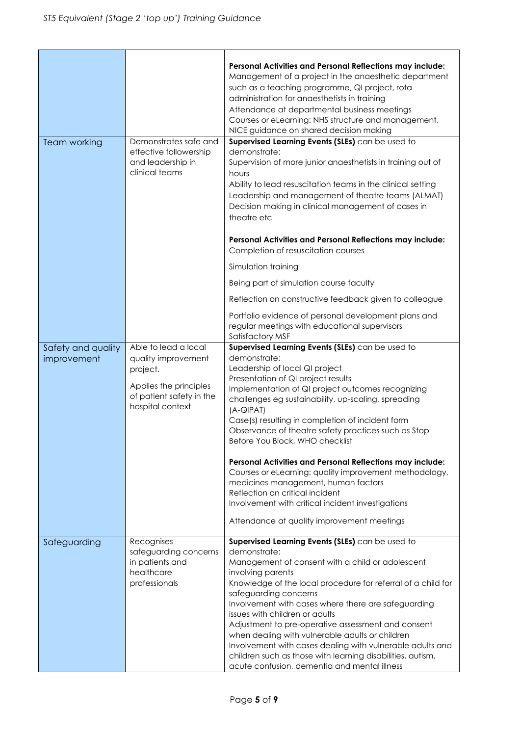| | | |
|---|---|---|
| | | **Personal Activities and Personal Reflections may include:**<br>Management of a project in the anaesthetic department such as a teaching programme, QI project, rota administration for anaesthetists in training<br>Attendance at departmental business meetings<br>Courses or eLearning: NHS structure and management, NICE guidance on shared decision making |
| Team working | Demonstrates safe and effective followership and leadership in clinical teams | **Supervised Learning Events (SLEs)** can be used to demonstrate:<br>Supervision of more junior anaesthetists in training out of hours<br>Ability to lead resuscitation teams in the clinical setting<br>Leadership and management of theatre teams (ALMAT)<br>Decision making in clinical management of cases in theatre etc<br><br>**Personal Activities and Personal Reflections may include:**<br>Completion of resuscitation courses<br>Simulation training<br>Being part of simulation course faculty<br>Reflection on constructive feedback given to colleague<br>Portfolio evidence of personal development plans and regular meetings with educational supervisors<br>Satisfactory MSF |
| Safety and quality improvement | Able to lead a local quality improvement project.<br><br>Applies the principles of patient safety in the hospital context | **Supervised Learning Events (SLEs)** can be used to demonstrate:<br>Leadership of local QI project<br>Presentation of QI project results<br>Implementation of QI project outcomes recognizing challenges eg sustainability, up-scaling, spreading (A-QIPAT)<br>Case(s) resulting in completion of incident form<br>Observance of theatre safety practices such as Stop Before You Block, WHO checklist<br><br>**Personal Activities and Personal Reflections may include:**<br>Courses or eLearning: quality improvement methodology, medicines management, human factors<br>Reflection on critical incident<br>Involvement with critical incident investigations<br>Attendance at quality improvement meetings |
| Safeguarding | Recognises safeguarding concerns in patients and healthcare professionals | **Supervised Learning Events (SLEs)** can be used to demonstrate:<br>Management of consent with a child or adolescent involving parents<br>Knowledge of the local procedure for referral of a child for safeguarding concerns<br>Involvement with cases where there are safeguarding issues with children or adults<br>Adjustment to pre-operative assessment and consent when dealing with vulnerable adults or children<br>Involvement with cases dealing with vulnerable adults and children such as those with learning disabilities, autism, acute confusion, dementia and mental illness |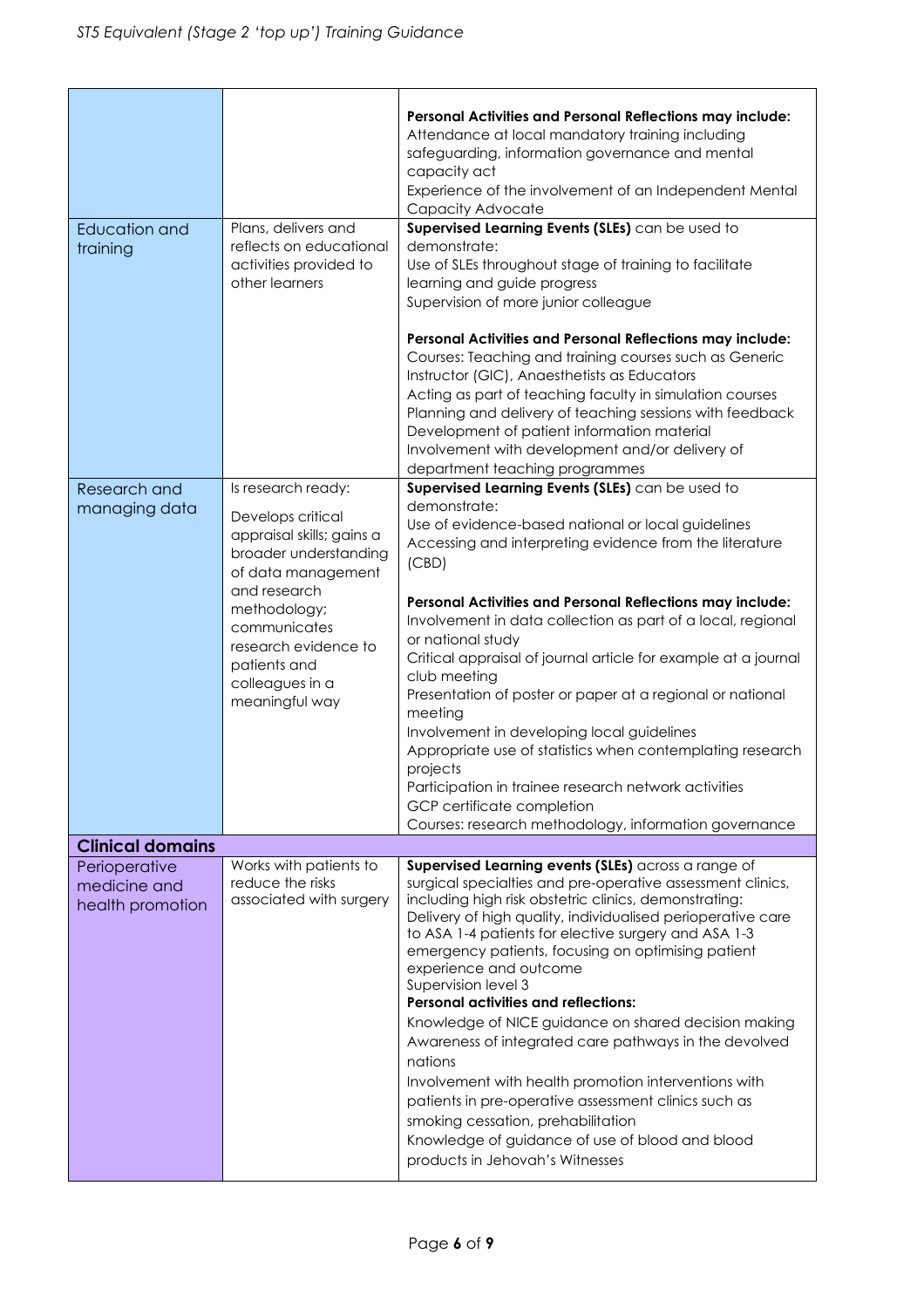| | | |
|---|---|---|
| | | **Personal Activities and Personal Reflections may include:**<br>Attendance at local mandatory training including safeguarding, information governance and mental capacity act<br>Experience of the involvement of an Independent Mental Capacity Advocate |
| Education and training | Plans, delivers and reflects on educational activities provided to other learners | **Supervised Learning Events (SLEs)** can be used to demonstrate:<br>Use of SLEs throughout stage of training to facilitate learning and guide progress<br>Supervision of more junior colleague<br><br>**Personal Activities and Personal Reflections may include:**<br>Courses: Teaching and training courses such as Generic Instructor (GIC), Anaesthetists as Educators<br>Acting as part of teaching faculty in simulation courses<br>Planning and delivery of teaching sessions with feedback<br>Development of patient information material<br>Involvement with development and/or delivery of department teaching programmes |
| Research and managing data | Is research ready:<br><br>Develops critical appraisal skills; gains a broader understanding of data management and research methodology; communicates research evidence to patients and colleagues in a meaningful way | **Supervised Learning Events (SLEs)** can be used to demonstrate:<br>Use of evidence-based national or local guidelines<br>Accessing and interpreting evidence from the literature (CBD)<br><br>**Personal Activities and Personal Reflections may include:**<br>Involvement in data collection as part of a local, regional or national study<br>Critical appraisal of journal article for example at a journal club meeting<br>Presentation of poster or paper at a regional or national meeting<br>Involvement in developing local guidelines<br>Appropriate use of statistics when contemplating research projects<br>Participation in trainee research network activities<br>GCP certificate completion<br>Courses: research methodology, information governance |
| **Clinical domains** | | |
| Perioperative medicine and health promotion | Works with patients to reduce the risks associated with surgery | **Supervised Learning events (SLEs)** across a range of surgical specialties and pre-operative assessment clinics, including high risk obstetric clinics, demonstrating:<br>Delivery of high quality, individualised perioperative care to ASA 1-4 patients for elective surgery and ASA 1-3 emergency patients, focusing on optimising patient experience and outcome<br>Supervision level 3<br>**Personal activities and reflections:**<br>Knowledge of NICE guidance on shared decision making<br>Awareness of integrated care pathways in the devolved nations<br>Involvement with health promotion interventions with patients in pre-operative assessment clinics such as smoking cessation, prehabilitation<br>Knowledge of guidance of use of blood and blood products in Jehovah's Witnesses |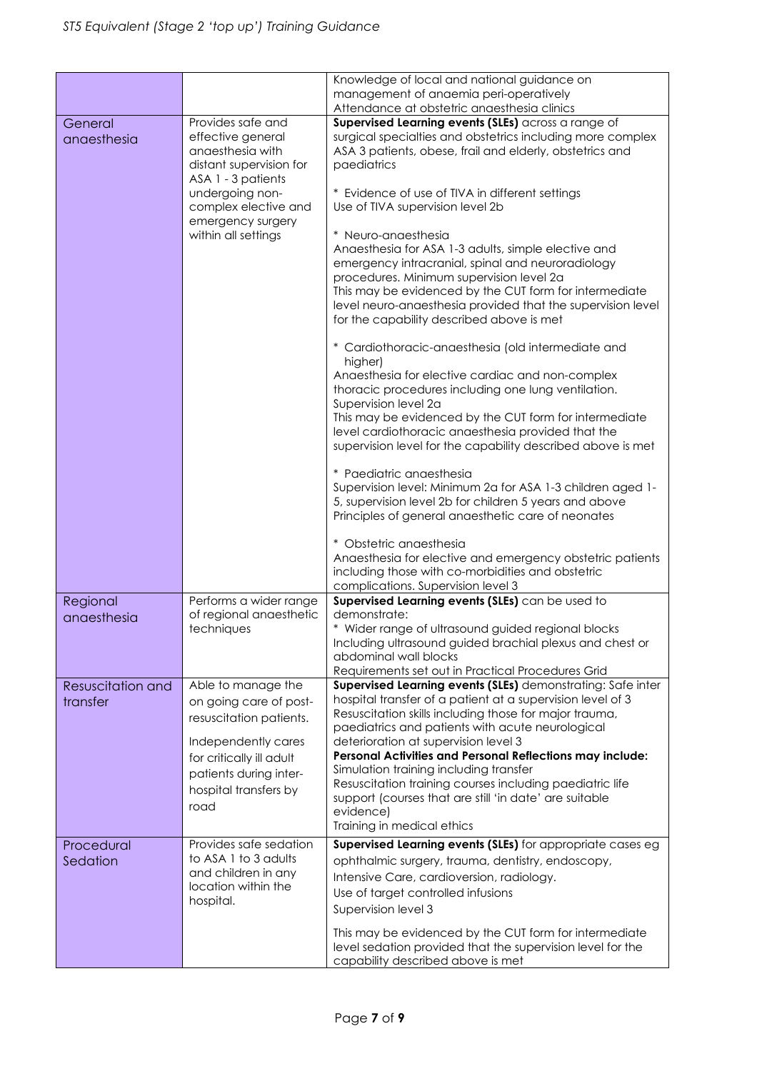| | | |
|---|---|---|
| | | Knowledge of local and national guidance on management of anaemia peri-operatively<br>Attendance at obstetric anaesthesia clinics |
| General anaesthesia | Provides safe and effective general anaesthesia with distant supervision for ASA 1 - 3 patients undergoing non-complex elective and emergency surgery within all settings | **Supervised Learning events (SLEs)** across a range of surgical specialties and obstetrics including more complex ASA 3 patients, obese, frail and elderly, obstetrics and paediatrics<br><br>* Evidence of use of TIVA in different settings<br>Use of TIVA supervision level 2b<br><br>* Neuro-anaesthesia<br>Anaesthesia for ASA 1-3 adults, simple elective and emergency intracranial, spinal and neuroradiology procedures. Minimum supervision level 2a<br>This may be evidenced by the CUT form for intermediate level neuro-anaesthesia provided that the supervision level for the capability described above is met<br><br>* Cardiothoracic-anaesthesia (old intermediate and higher)<br>Anaesthesia for elective cardiac and non-complex thoracic procedures including one lung ventilation. Supervision level 2a<br>This may be evidenced by the CUT form for intermediate level cardiothoracic anaesthesia provided that the supervision level for the capability described above is met<br><br>* Paediatric anaesthesia<br>Supervision level: Minimum 2a for ASA 1-3 children aged 1-5, supervision level 2b for children 5 years and above<br>Principles of general anaesthetic care of neonates<br><br>* Obstetric anaesthesia<br>Anaesthesia for elective and emergency obstetric patients including those with co-morbidities and obstetric complications. Supervision level 3 |
| Regional anaesthesia | Performs a wider range of regional anaesthetic techniques | **Supervised Learning events (SLEs)** can be used to demonstrate:<br>* Wider range of ultrasound guided regional blocks Including ultrasound guided brachial plexus and chest or abdominal wall blocks<br>Requirements set out in Practical Procedures Grid |
| Resuscitation and transfer | Able to manage the on going care of post-resuscitation patients.<br><br>Independently cares for critically ill adult patients during inter-hospital transfers by road | **Supervised Learning events (SLEs)** demonstrating: Safe inter hospital transfer of a patient at a supervision level of 3<br>Resuscitation skills including those for major trauma, paediatrics and patients with acute neurological deterioration at supervision level 3<br>**Personal Activities and Personal Reflections may include:**<br>Simulation training including transfer<br>Resuscitation training courses including paediatric life support (courses that are still 'in date' are suitable evidence)<br>Training in medical ethics |
| Procedural Sedation | Provides safe sedation to ASA 1 to 3 adults and children in any location within the hospital. | **Supervised Learning events (SLEs)** for appropriate cases eg ophthalmic surgery, trauma, dentistry, endoscopy, Intensive Care, cardioversion, radiology.<br>Use of target controlled infusions<br>Supervision level 3<br><br>This may be evidenced by the CUT form for intermediate level sedation provided that the supervision level for the capability described above is met |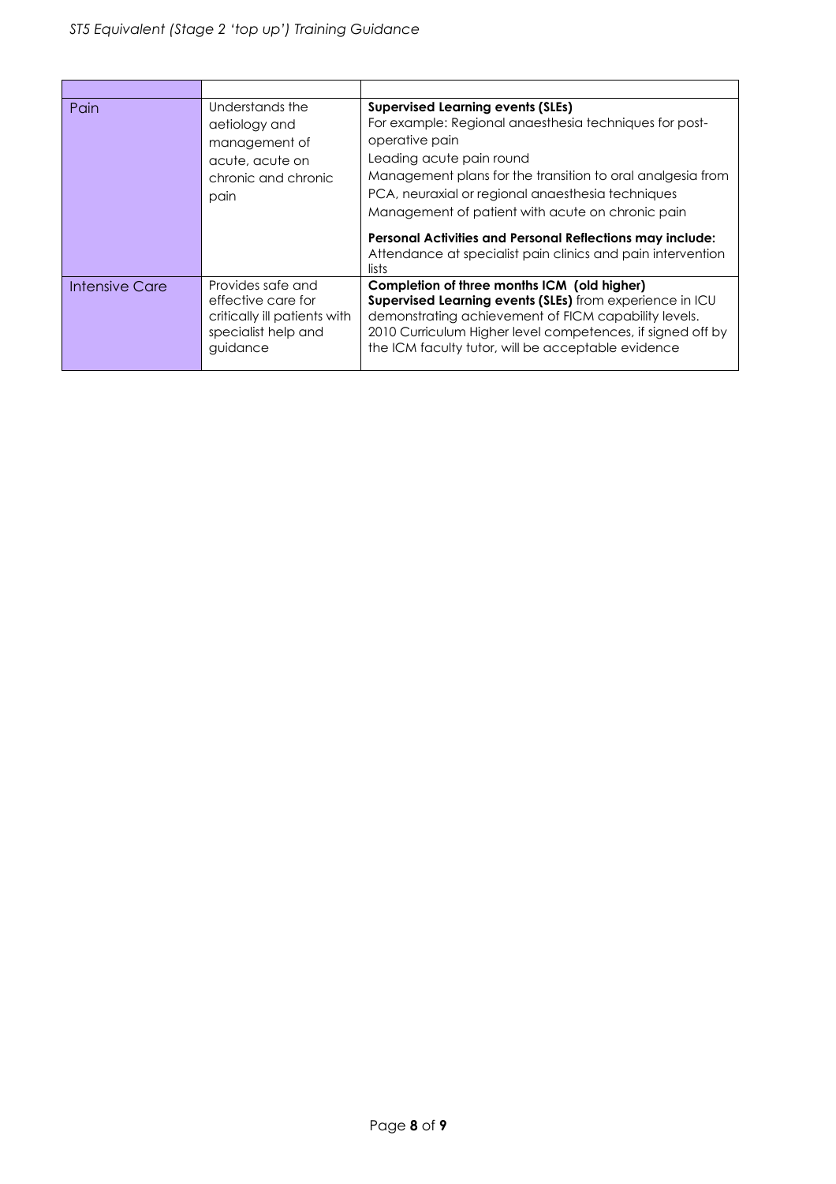| | | |
|---|---|---|
| Pain | Understands the aetiology and management of acute, acute on chronic and chronic pain | **Supervised Learning events (SLEs)**<br>For example: Regional anaesthesia techniques for post-operative pain<br>Leading acute pain round<br>Management plans for the transition to oral analgesia from PCA, neuraxial or regional anaesthesia techniques<br>Management of patient with acute on chronic pain<br><br>**Personal Activities and Personal Reflections may include:**<br>Attendance at specialist pain clinics and pain intervention lists |
| Intensive Care | Provides safe and effective care for critically ill patients with specialist help and guidance | **Completion of three months ICM (old higher)**<br>**Supervised Learning events (SLEs)** from experience in ICU demonstrating achievement of FICM capability levels.<br>2010 Curriculum Higher level competences, if signed off by the ICM faculty tutor, will be acceptable evidence |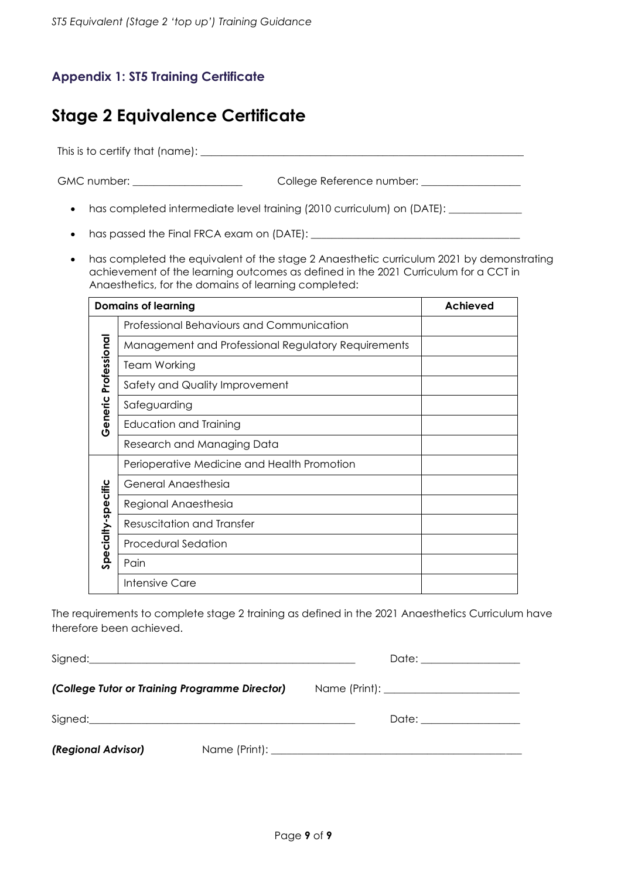## Appendix 1: ST5 Training Certificate

# Stage 2 Equivalence Certificate

This is to certify that (name): ___________________________________________________________

GMC number: ____________________ College Reference number: __________________

- has completed intermediate level training (2010 curriculum) on (DATE): _____________
- has passed the Final FRCA exam on (DATE): ______________________________________
- has completed the equivalent of the stage 2 Anaesthetic curriculum 2021 by demonstrating achievement of the learning outcomes as defined in the 2021 Curriculum for a CCT in Anaesthetics, for the domains of learning completed:

| Domains of learning | | Achieved |
|---|---|---|
| Generic Professional | Professional Behaviours and Communication | |
| | Management and Professional Regulatory Requirements | |
| | Team Working | |
| | Safety and Quality Improvement | |
| | Safeguarding | |
| | Education and Training | |
| | Research and Managing Data | |
| Specialty-specific | Perioperative Medicine and Health Promotion | |
| | General Anaesthesia | |
| | Regional Anaesthesia | |
| | Resuscitation and Transfer | |
| | Procedural Sedation | |
| | Pain | |
| | Intensive Care | |

The requirements to complete stage 2 training as defined in the 2021 Anaesthetics Curriculum have therefore been achieved.

Signed:___________________________________________________ Date: __________________

***(College Tutor or Training Programme Director)*** Name (Print): _________________________

Signed:___________________________________________________ Date: __________________

***(Regional Advisor)*** Name (Print): _______________________________________________